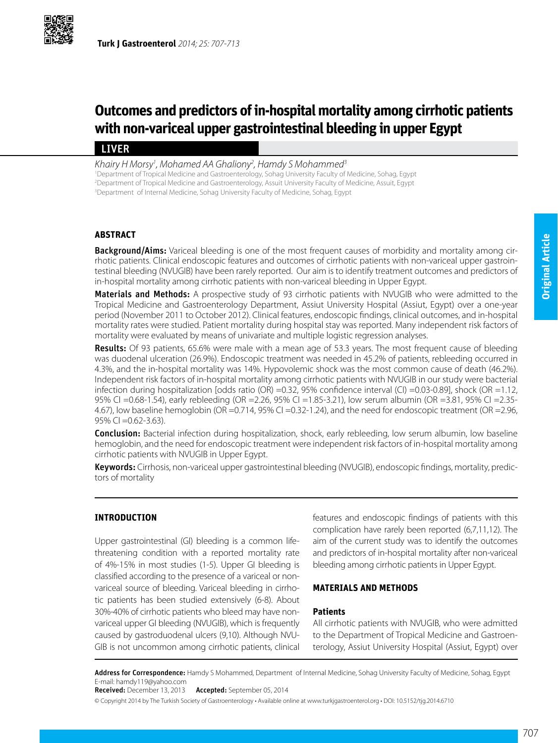# Outcomes and predictors of in-hospital mortality among cirrhotic patients with non-variceal upper gastrointestinal bleeding in upper Egypt

**LIVER**

*Khairy H Morsy[1], Mohamed AA Ghaliony[2], Hamdy S Mohammed[3]*

[1]Department of Tropical Medicine and Gastroenterology, Sohag University Faculty of Medicine, Sohag, Egypt
[2]Department of Tropical Medicine and Gastroenterology, Assuit University Faculty of Medicine, Assuit, Egypt
[3]Department of Internal Medicine, Sohag University Faculty of Medicine, Sohag, Egypt

## ABSTRACT

**Background/Aims:** Variceal bleeding is one of the most frequent causes of morbidity and mortality among cirrhotic patients. Clinical endoscopic features and outcomes of cirrhotic patients with non-variceal upper gastrointestinal bleeding (NVUGIB) have been rarely reported. Our aim is to identify treatment outcomes and predictors of in-hospital mortality among cirrhotic patients with non-variceal bleeding in Upper Egypt.

**Materials and Methods:** A prospective study of 93 cirrhotic patients with NVUGIB who were admitted to the Tropical Medicine and Gastroenterology Department, Assiut University Hospital (Assiut, Egypt) over a one-year period (November 2011 to October 2012). Clinical features, endoscopic findings, clinical outcomes, and in-hospital mortality rates were studied. Patient mortality during hospital stay was reported. Many independent risk factors of mortality were evaluated by means of univariate and multiple logistic regression analyses.

**Results:** Of 93 patients, 65.6% were male with a mean age of 53.3 years. The most frequent cause of bleeding was duodenal ulceration (26.9%). Endoscopic treatment was needed in 45.2% of patients, rebleeding occurred in 4.3%, and the in-hospital mortality was 14%. Hypovolemic shock was the most common cause of death (46.2%). Independent risk factors of in-hospital mortality among cirrhotic patients with NVUGIB in our study were bacterial infection during hospitalization [odds ratio (OR) =0.32, 95% confidence interval (CI) =0.03-0.89], shock (OR =1.12, 95% CI =0.68-1.54), early rebleeding (OR =2.26, 95% CI =1.85-3.21), low serum albumin (OR =3.81, 95% CI =2.35-4.67), low baseline hemoglobin (OR =0.714, 95% CI =0.32-1.24), and the need for endoscopic treatment (OR =2.96, 95% CI =0.62-3.63).

**Conclusion:** Bacterial infection during hospitalization, shock, early rebleeding, low serum albumin, low baseline hemoglobin, and the need for endoscopic treatment were independent risk factors of in-hospital mortality among cirrhotic patients with NVUGIB in Upper Egypt.

**Keywords:** Cirrhosis, non-variceal upper gastrointestinal bleeding (NVUGIB), endoscopic findings, mortality, predictors of mortality

## INTRODUCTION

Upper gastrointestinal (GI) bleeding is a common life-threatening condition with a reported mortality rate of 4%-15% in most studies (1-5). Upper GI bleeding is classified according to the presence of a variceal or non-variceal source of bleeding. Variceal bleeding in cirrhotic patients has been studied extensively (6-8). About 30%-40% of cirrhotic patients who bleed may have non-variceal upper GI bleeding (NVUGIB), which is frequently caused by gastroduodenal ulcers (9,10). Although NVUGIB is not uncommon among cirrhotic patients, clinical features and endoscopic findings of patients with this complication have rarely been reported (6,7,11,12). The aim of the current study was to identify the outcomes and predictors of in-hospital mortality after non-variceal bleeding among cirrhotic patients in Upper Egypt.

## MATERIALS AND METHODS

### Patients

All cirrhotic patients with NVUGIB, who were admitted to the Department of Tropical Medicine and Gastroenterology, Assiut University Hospital (Assiut, Egypt) over

**Address for Correspondence:** Hamdy S Mohammed, Department of Internal Medicine, Sohag University Faculty of Medicine, Sohag, Egypt
E-mail: hamdy119@yahoo.com

**Received:** December 13, 2013 **Accepted:** September 05, 2014

© Copyright 2014 by The Turkish Society of Gastroenterology • Available online at www.turkjgastroenterol.org • DOI: 10.5152/tjg.2014.6710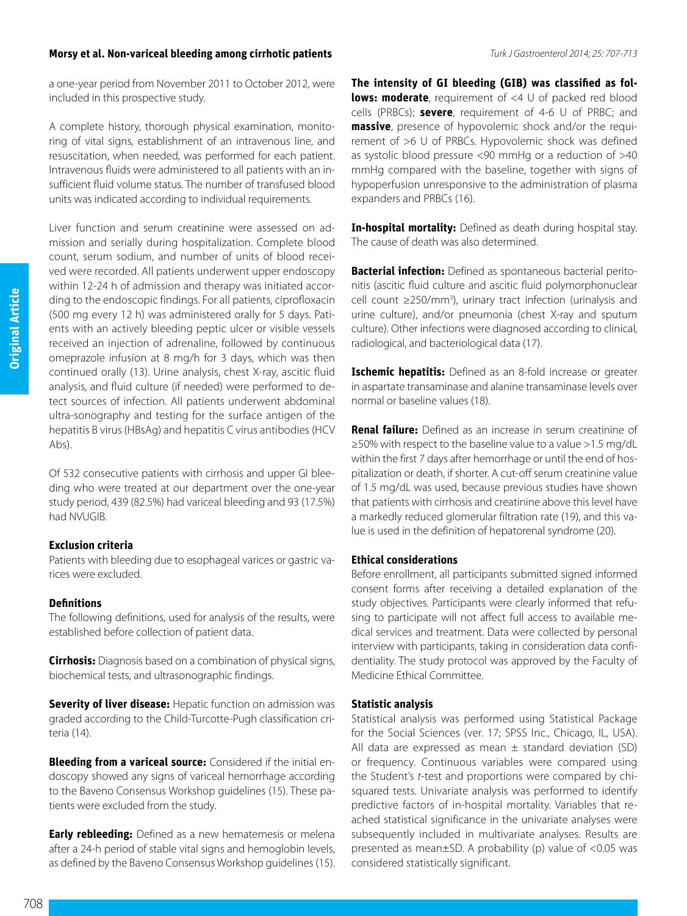a one-year period from November 2011 to October 2012, were included in this prospective study.

A complete history, thorough physical examination, monitoring of vital signs, establishment of an intravenous line, and resuscitation, when needed, was performed for each patient. Intravenous fluids were administered to all patients with an insufficient fluid volume status. The number of transfused blood units was indicated according to individual requirements.

Liver function and serum creatinine were assessed on admission and serially during hospitalization. Complete blood count, serum sodium, and number of units of blood received were recorded. All patients underwent upper endoscopy within 12-24 h of admission and therapy was initiated according to the endoscopic findings. For all patients, ciprofloxacin (500 mg every 12 h) was administered orally for 5 days. Patients with an actively bleeding peptic ulcer or visible vessels received an injection of adrenaline, followed by continuous omeprazole infusion at 8 mg/h for 3 days, which was then continued orally (13). Urine analysis, chest X-ray, ascitic fluid analysis, and fluid culture (if needed) were performed to detect sources of infection. All patients underwent abdominal ultra-sonography and testing for the surface antigen of the hepatitis B virus (HBsAg) and hepatitis C virus antibodies (HCV Abs).

Of 532 consecutive patients with cirrhosis and upper GI bleeding who were treated at our department over the one-year study period, 439 (82.5%) had variceal bleeding and 93 (17.5%) had NVUGIB.

### Exclusion criteria

Patients with bleeding due to esophageal varices or gastric varices were excluded.

### Definitions

The following definitions, used for analysis of the results, were established before collection of patient data.

**Cirrhosis:** Diagnosis based on a combination of physical signs, biochemical tests, and ultrasonographic findings.

**Severity of liver disease:** Hepatic function on admission was graded according to the Child-Turcotte-Pugh classification criteria (14).

**Bleeding from a variceal source:** Considered if the initial endoscopy showed any signs of variceal hemorrhage according to the Baveno Consensus Workshop guidelines (15). These patients were excluded from the study.

**Early rebleeding:** Defined as a new hematemesis or melena after a 24-h period of stable vital signs and hemoglobin levels, as defined by the Baveno Consensus Workshop guidelines (15).

**The intensity of GI bleeding (GIB) was classified as follows: moderate**, requirement of <4 U of packed red blood cells (PRBCs); **severe**, requirement of 4-6 U of PRBC; and **massive**, presence of hypovolemic shock and/or the requirement of >6 U of PRBCs. Hypovolemic shock was defined as systolic blood pressure <90 mmHg or a reduction of >40 mmHg compared with the baseline, together with signs of hypoperfusion unresponsive to the administration of plasma expanders and PRBCs (16).

**In-hospital mortality:** Defined as death during hospital stay. The cause of death was also determined.

**Bacterial infection:** Defined as spontaneous bacterial peritonitis (ascitic fluid culture and ascitic fluid polymorphonuclear cell count ≥250/mm$^3$), urinary tract infection (urinalysis and urine culture), and/or pneumonia (chest X-ray and sputum culture). Other infections were diagnosed according to clinical, radiological, and bacteriological data (17).

**Ischemic hepatitis:** Defined as an 8-fold increase or greater in aspartate transaminase and alanine transaminase levels over normal or baseline values (18).

**Renal failure:** Defined as an increase in serum creatinine of ≥50% with respect to the baseline value to a value >1.5 mg/dL within the first 7 days after hemorrhage or until the end of hospitalization or death, if shorter. A cut-off serum creatinine value of 1.5 mg/dL was used, because previous studies have shown that patients with cirrhosis and creatinine above this level have a markedly reduced glomerular filtration rate (19), and this value is used in the definition of hepatorenal syndrome (20).

### Ethical considerations

Before enrollment, all participants submitted signed informed consent forms after receiving a detailed explanation of the study objectives. Participants were clearly informed that refusing to participate will not affect full access to available medical services and treatment. Data were collected by personal interview with participants, taking in consideration data confidentiality. The study protocol was approved by the Faculty of Medicine Ethical Committee.

### Statistic analysis

Statistical analysis was performed using Statistical Package for the Social Sciences (ver. 17; SPSS Inc., Chicago, IL, USA). All data are expressed as mean ± standard deviation (SD) or frequency. Continuous variables were compared using the Student's *t*-test and proportions were compared by chi-squared tests. Univariate analysis was performed to identify predictive factors of in-hospital mortality. Variables that reached statistical significance in the univariate analyses were subsequently included in multivariate analyses. Results are presented as mean±SD. A probability (p) value of <0.05 was considered statistically significant.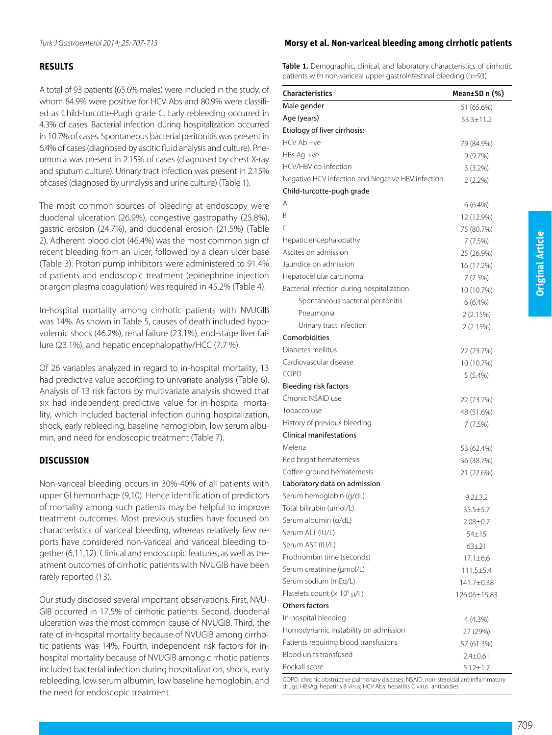## RESULTS

A total of 93 patients (65.6% males) were included in the study, of whom 84.9% were positive for HCV Abs and 80.9% were classified as Child-Turcotte-Pugh grade C. Early rebleeding occurred in 4.3% of cases. Bacterial infection during hospitalization occurred in 10.7% of cases. Spontaneous bacterial peritonitis was present in 6.4% of cases (diagnosed by ascitic fluid analysis and culture). Pneumonia was present in 2.15% of cases (diagnosed by chest X-ray and sputum culture). Urinary tract infection was present in 2.15% of cases (diagnosed by urinalysis and urine culture) (Table 1).

The most common sources of bleeding at endoscopy were duodenal ulceration (26.9%), congestive gastropathy (25.8%), gastric erosion (24.7%), and duodenal erosion (21.5%) (Table 2). Adherent blood clot (46.4%) was the most common sign of recent bleeding from an ulcer, followed by a clean ulcer base (Table 3). Proton pump inhibitors were administered to 91.4% of patients and endoscopic treatment (epinephrine injection or argon plasma coagulation) was required in 45.2% (Table 4).

In-hospital mortality among cirrhotic patients with NVUGIB was 14%. As shown in Table 5, causes of death included hypovolemic shock (46.2%), renal failure (23.1%), end-stage liver failure (23.1%), and hepatic encephalopathy/HCC (7.7 %).

Of 26 variables analyzed in regard to in-hospital mortality, 13 had predictive value according to univariate analysis (Table 6). Analysis of 13 risk factors by multivariate analysis showed that six had independent predictive value for in-hospital mortality, which included bacterial infection during hospitalization, shock, early rebleeding, baseline hemoglobin, low serum albumin, and need for endoscopic treatment (Table 7).

## DISCUSSION

Non-variceal bleeding occurs in 30%-40% of all patients with upper GI hemorrhage (9,10). Hence identification of predictors of mortality among such patients may be helpful to improve treatment outcomes. Most previous studies have focused on characteristics of variceal bleeding, whereas relatively few reports have considered non-variceal and variceal bleeding together (6,11,12). Clinical and endoscopic features, as well as treatment outcomes of cirrhotic patients with NVUGIB have been rarely reported (13).

Our study disclosed several important observations. First, NVUGIB occurred in 17.5% of cirrhotic patients. Second, duodenal ulceration was the most common cause of NVUGIB. Third, the rate of in-hospital mortality because of NVUGIB among cirrhotic patients was 14%. Fourth, independent risk factors for in-hospital mortality because of NVUGIB among cirrhotic patients included bacterial infection during hospitalization, shock, early rebleeding, low serum albumin, low baseline hemoglobin, and the need for endoscopic treatment.

**Table 1.** Demographic, clinical, and laboratory characteristics of cirrhotic patients with non-variceal upper gastrointestinal bleeding (n=93)

| Characteristics | Mean±SD n (%) |
|---|---|
| Male gender | 61 (65.6%) |
| Age (years) | 53.3±11.2 |
| Etiology of liver cirrhosis: | |
| HCV Ab +ve | 79 (84.9%) |
| HBs Ag +ve | 9 (9.7%) |
| HCV/HBV co-infection | 3 (3.2%) |
| Negative HCV infection and Negative HBV infection | 2 (2.2%) |
| Child-turcotte-pugh grade | |
| A | 6 (6.4%) |
| B | 12 (12.9%) |
| C | 75 (80.7%) |
| Hepatic encephalopathy | 7 (7.5%) |
| Ascites on admission | 25 (26.9%) |
| Jaundice on admission | 16 (17.2%) |
| Hepatocellular carcinoma | 7 (7.5%) |
| Bacterial infection during hospitalization | 10 (10.7%) |
| Spontaneous bacterial peritonitis | 6 (6.4%) |
| Pneumonia | 2 (2.15%) |
| Urinary tract infection | 2 (2.15%) |
| Comorbidities | |
| Diabetes mellitus | 22 (23.7%) |
| Cardiovascular disease | 10 (10.7%) |
| COPD | 5 (5.4%) |
| Bleeding risk factors | |
| Chronic NSAID use | 22 (23.7%) |
| Tobacco use | 48 (51.6%) |
| History of previous bleeding | 7 (7.5%) |
| Clinical manifestations | |
| Melena | 53 (62.4%) |
| Red bright hematemesis | 36 (38.7%) |
| Coffee-ground hematemesis | 21 (22.6%) |
| Laboratory data on admission | |
| Serum hemoglobin (g/dL) | 9.2±3.2 |
| Total bilirubin (umol/L) | 35.5±5.7 |
| Serum albumin (g/dL) | 2.08±0.7 |
| Serum ALT (IU/L) | 54±15 |
| Serum AST (IU/L) | 63±21 |
| Prothrombin time (seconds) | 17.1±6.6 |
| Serum creatinine (μmol/L) | 111.5±5.4 |
| Serum sodium (mEq/L) | 141.7±0.38 |
| Platelets count ($\times 10^9$ μ/L) | 126.06±15.83 |
| Others factors | |
| In-hospital bleeding | 4 (4.3%) |
| Homodynamic instability on admission | 27 (29%) |
| Patients requiring blood transfusions | 57 (61.3%) |
| Blood units transfused | 2.4±0.61 |
| Rockall score | 5.12±1.7 |

COPD: chronic obstructive pulmonary diseases; NSAID: non-steroidal antiinflammatory drugs; HBsAg: hepatitis B virus; HCV Abs: hepatitis C virus antibodies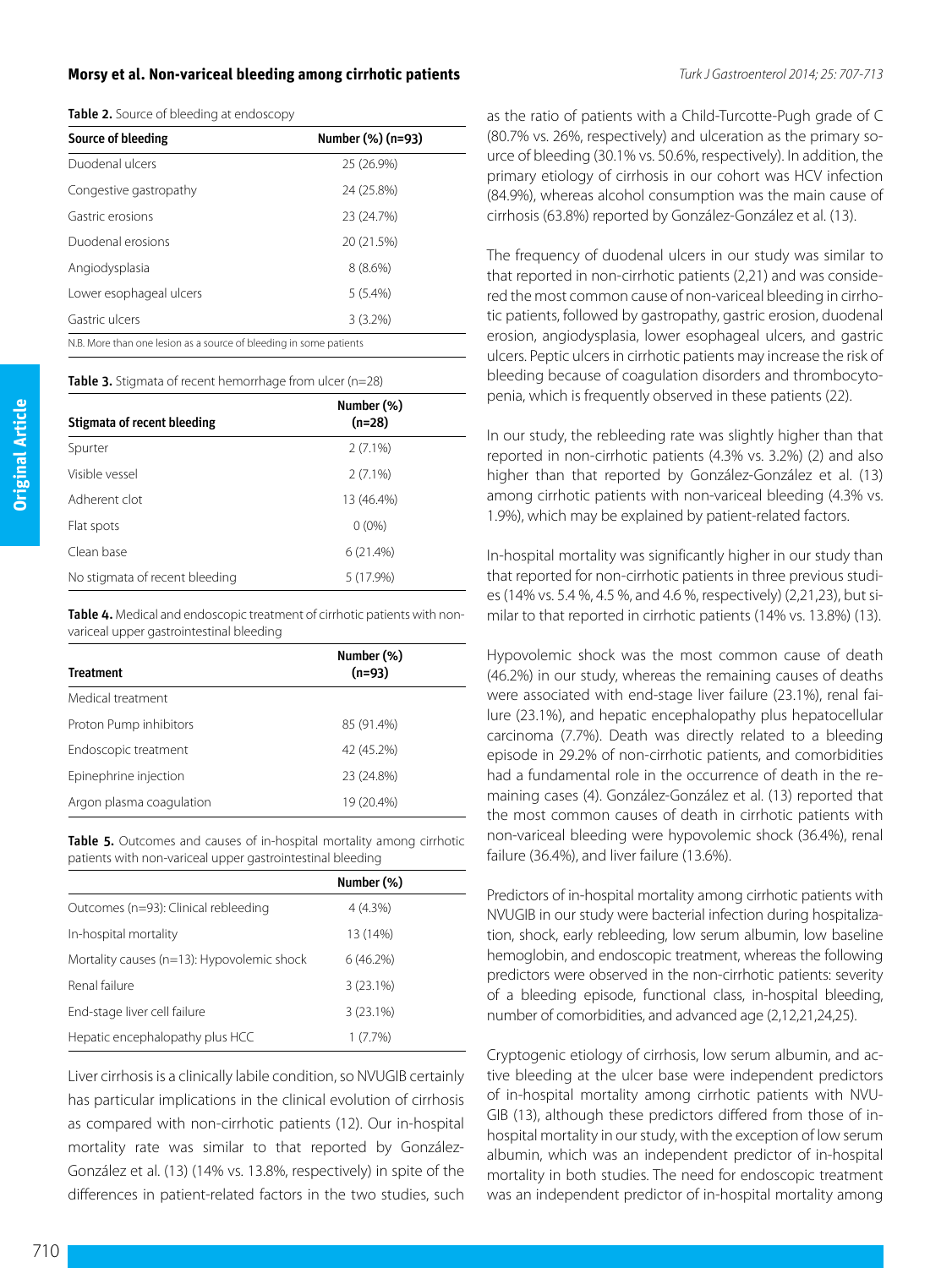**Table 2.** Source of bleeding at endoscopy

| Source of bleeding | Number (%) (n=93) |
|---|---|
| Duodenal ulcers | 25 (26.9%) |
| Congestive gastropathy | 24 (25.8%) |
| Gastric erosions | 23 (24.7%) |
| Duodenal erosions | 20 (21.5%) |
| Angiodysplasia | 8 (8.6%) |
| Lower esophageal ulcers | 5 (5.4%) |
| Gastric ulcers | 3 (3.2%) |

N.B. More than one lesion as a source of bleeding in some patients

**Table 3.** Stigmata of recent hemorrhage from ulcer (n=28)

| Stigmata of recent bleeding | Number (%) (n=28) |
|---|---|
| Spurter | 2 (7.1%) |
| Visible vessel | 2 (7.1%) |
| Adherent clot | 13 (46.4%) |
| Flat spots | 0 (0%) |
| Clean base | 6 (21.4%) |
| No stigmata of recent bleeding | 5 (17.9%) |

**Table 4.** Medical and endoscopic treatment of cirrhotic patients with non-variceal upper gastrointestinal bleeding

| Treatment | Number (%) (n=93) |
|---|---|
| Medical treatment | |
| Proton Pump inhibitors | 85 (91.4%) |
| Endoscopic treatment | 42 (45.2%) |
| Epinephrine injection | 23 (24.8%) |
| Argon plasma coagulation | 19 (20.4%) |

**Table 5.** Outcomes and causes of in-hospital mortality among cirrhotic patients with non-variceal upper gastrointestinal bleeding

| | Number (%) |
|---|---|
| Outcomes (n=93): Clinical rebleeding | 4 (4.3%) |
| In-hospital mortality | 13 (14%) |
| Mortality causes (n=13): Hypovolemic shock | 6 (46.2%) |
| Renal failure | 3 (23.1%) |
| End-stage liver cell failure | 3 (23.1%) |
| Hepatic encephalopathy plus HCC | 1 (7.7%) |

Liver cirrhosis is a clinically labile condition, so NVUGIB certainly has particular implications in the clinical evolution of cirrhosis as compared with non-cirrhotic patients (12). Our in-hospital mortality rate was similar to that reported by González-González et al. (13) (14% vs. 13.8%, respectively) in spite of the differences in patient-related factors in the two studies, such as the ratio of patients with a Child-Turcotte-Pugh grade of C (80.7% vs. 26%, respectively) and ulceration as the primary source of bleeding (30.1% vs. 50.6%, respectively). In addition, the primary etiology of cirrhosis in our cohort was HCV infection (84.9%), whereas alcohol consumption was the main cause of cirrhosis (63.8%) reported by González-González et al. (13).

The frequency of duodenal ulcers in our study was similar to that reported in non-cirrhotic patients (2,21) and was considered the most common cause of non-variceal bleeding in cirrhotic patients, followed by gastropathy, gastric erosion, duodenal erosion, angiodysplasia, lower esophageal ulcers, and gastric ulcers. Peptic ulcers in cirrhotic patients may increase the risk of bleeding because of coagulation disorders and thrombocytopenia, which is frequently observed in these patients (22).

In our study, the rebleeding rate was slightly higher than that reported in non-cirrhotic patients (4.3% vs. 3.2%) (2) and also higher than that reported by González-González et al. (13) among cirrhotic patients with non-variceal bleeding (4.3% vs. 1.9%), which may be explained by patient-related factors.

In-hospital mortality was significantly higher in our study than that reported for non-cirrhotic patients in three previous studies (14% vs. 5.4 %, 4.5 %, and 4.6 %, respectively) (2,21,23), but similar to that reported in cirrhotic patients (14% vs. 13.8%) (13).

Hypovolemic shock was the most common cause of death (46.2%) in our study, whereas the remaining causes of deaths were associated with end-stage liver failure (23.1%), renal failure (23.1%), and hepatic encephalopathy plus hepatocellular carcinoma (7.7%). Death was directly related to a bleeding episode in 29.2% of non-cirrhotic patients, and comorbidities had a fundamental role in the occurrence of death in the remaining cases (4). González-González et al. (13) reported that the most common causes of death in cirrhotic patients with non-variceal bleeding were hypovolemic shock (36.4%), renal failure (36.4%), and liver failure (13.6%).

Predictors of in-hospital mortality among cirrhotic patients with NVUGIB in our study were bacterial infection during hospitalization, shock, early rebleeding, low serum albumin, low baseline hemoglobin, and endoscopic treatment, whereas the following predictors were observed in the non-cirrhotic patients: severity of a bleeding episode, functional class, in-hospital bleeding, number of comorbidities, and advanced age (2,12,21,24,25).

Cryptogenic etiology of cirrhosis, low serum albumin, and active bleeding at the ulcer base were independent predictors of in-hospital mortality among cirrhotic patients with NVUGIB (13), although these predictors differed from those of in-hospital mortality in our study, with the exception of low serum albumin, which was an independent predictor of in-hospital mortality in both studies. The need for endoscopic treatment was an independent predictor of in-hospital mortality among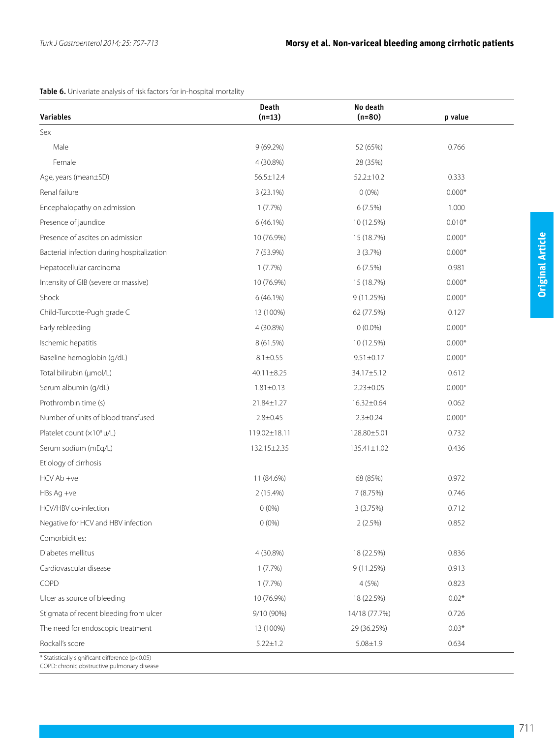**Table 6.** Univariate analysis of risk factors for in-hospital mortality

| Variables | Death (n=13) | No death (n=80) | p value |
|---|---|---|---|
| Sex | | | |
| Male | 9 (69.2%) | 52 (65%) | 0.766 |
| Female | 4 (30.8%) | 28 (35%) | |
| Age, years (mean±SD) | 56.5±12.4 | 52.2±10.2 | 0.333 |
| Renal failure | 3 (23.1%) | 0 (0%) | 0.000* |
| Encephalopathy on admission | 1 (7.7%) | 6 (7.5%) | 1.000 |
| Presence of jaundice | 6 (46.1%) | 10 (12.5%) | 0.010* |
| Presence of ascites on admission | 10 (76.9%) | 15 (18.7%) | 0.000* |
| Bacterial infection during hospitalization | 7 (53.9%) | 3 (3.7%) | 0.000* |
| Hepatocellular carcinoma | 1 (7.7%) | 6 (7.5%) | 0.981 |
| Intensity of GIB (severe or massive) | 10 (76.9%) | 15 (18.7%) | 0.000* |
| Shock | 6 (46.1%) | 9 (11.25%) | 0.000* |
| Child-Turcotte-Pugh grade C | 13 (100%) | 62 (77.5%) | 0.127 |
| Early rebleeding | 4 (30.8%) | 0 (0.0%) | 0.000* |
| Ischemic hepatitis | 8 (61.5%) | 10 (12.5%) | 0.000* |
| Baseline hemoglobin (g/dL) | 8.1±0.55 | 9.51±0.17 | 0.000* |
| Total bilirubin (μmol/L) | 40.11±8.25 | 34.17±5.12 | 0.612 |
| Serum albumin (g/dL) | 1.81±0.13 | 2.23±0.05 | 0.000* |
| Prothrombin time (s) | 21.84±1.27 | 16.32±0.64 | 0.062 |
| Number of units of blood transfused | 2.8±0.45 | 2.3±0.24 | 0.000* |
| Platelet count ($\times 10^9$ u/L) | 119.02±18.11 | 128.80±5.01 | 0.732 |
| Serum sodium (mEq/L) | 132.15±2.35 | 135.41±1.02 | 0.436 |
| Etiology of cirrhosis | | | |
| HCV Ab +ve | 11 (84.6%) | 68 (85%) | 0.972 |
| HBs Ag +ve | 2 (15.4%) | 7 (8.75%) | 0.746 |
| HCV/HBV co-infection | 0 (0%) | 3 (3.75%) | 0.712 |
| Negative for HCV and HBV infection | 0 (0%) | 2 (2.5%) | 0.852 |
| Comorbidities: | | | |
| Diabetes mellitus | 4 (30.8%) | 18 (22.5%) | 0.836 |
| Cardiovascular disease | 1 (7.7%) | 9 (11.25%) | 0.913 |
| COPD | 1 (7.7%) | 4 (5%) | 0.823 |
| Ulcer as source of bleeding | 10 (76.9%) | 18 (22.5%) | 0.02* |
| Stigmata of recent bleeding from ulcer | 9/10 (90%) | 14/18 (77.7%) | 0.726 |
| The need for endoscopic treatment | 13 (100%) | 29 (36.25%) | 0.03* |
| Rockall's score | 5.22±1.2 | 5.08±1.9 | 0.634 |

\* Statistically significant difference ($p<0.05$)
COPD: chronic obstructive pulmonary disease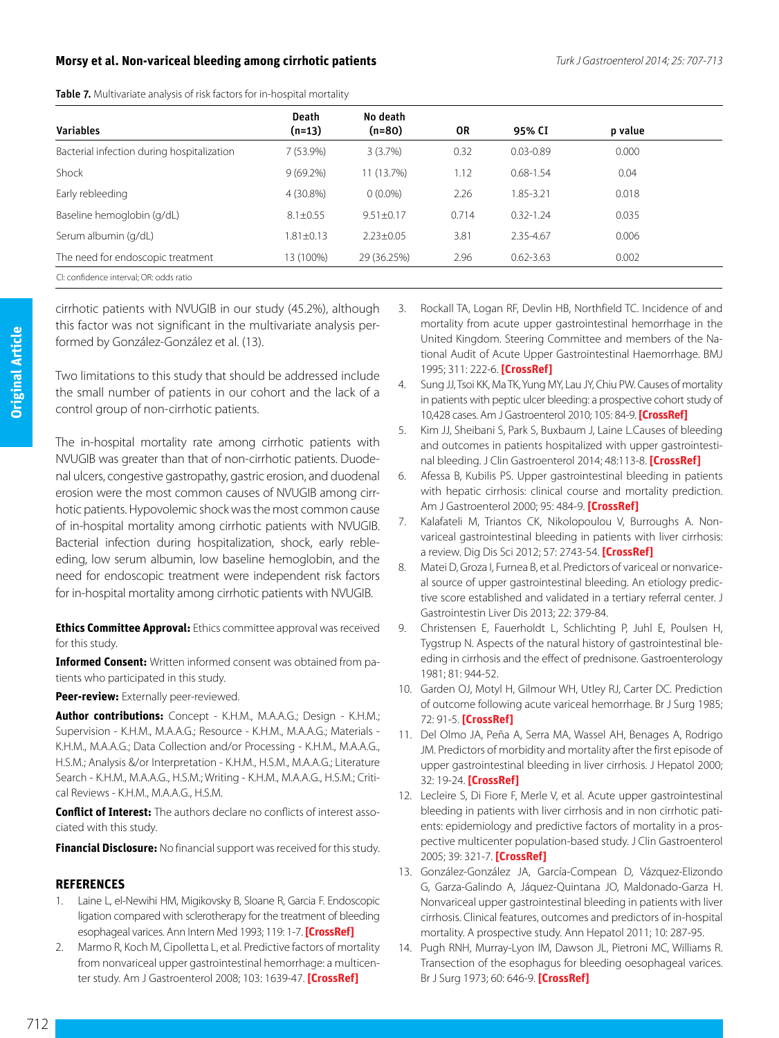**Table 7.** Multivariate analysis of risk factors for in-hospital mortality

| Variables | Death (n=13) | No death (n=80) | OR | 95% CI | p value |
|---|---|---|---|---|---|
| Bacterial infection during hospitalization | 7 (53.9%) | 3 (3.7%) | 0.32 | 0.03-0.89 | 0.000 |
| Shock | 9 (69.2%) | 11 (13.7%) | 1.12 | 0.68-1.54 | 0.04 |
| Early rebleeding | 4 (30.8%) | 0 (0.0%) | 2.26 | 1.85-3.21 | 0.018 |
| Baseline hemoglobin (g/dL) | 8.1±0.55 | 9.51±0.17 | 0.714 | 0.32-1.24 | 0.035 |
| Serum albumin (g/dL) | 1.81±0.13 | 2.23±0.05 | 3.81 | 2.35-4.67 | 0.006 |
| The need for endoscopic treatment | 13 (100%) | 29 (36.25%) | 2.96 | 0.62-3.63 | 0.002 |

CI: confidence interval; OR: odds ratio

cirrhotic patients with NVUGIB in our study (45.2%), although this factor was not significant in the multivariate analysis performed by González-González et al. (13).

Two limitations to this study that should be addressed include the small number of patients in our cohort and the lack of a control group of non-cirrhotic patients.

The in-hospital mortality rate among cirrhotic patients with NVUGIB was greater than that of non-cirrhotic patients. Duodenal ulcers, congestive gastropathy, gastric erosion, and duodenal erosion were the most common causes of NVUGIB among cirrhotic patients. Hypovolemic shock was the most common cause of in-hospital mortality among cirrhotic patients with NVUGIB. Bacterial infection during hospitalization, shock, early rebleeding, low serum albumin, low baseline hemoglobin, and the need for endoscopic treatment were independent risk factors for in-hospital mortality among cirrhotic patients with NVUGIB.

**Ethics Committee Approval:** Ethics committee approval was received for this study.

**Informed Consent:** Written informed consent was obtained from patients who participated in this study.

**Peer-review:** Externally peer-reviewed.

**Author contributions:** Concept - K.H.M., M.A.A.G.; Design - K.H.M.; Supervision - K.H.M., M.A.A.G.; Resource - K.H.M., M.A.A.G.; Materials - K.H.M., M.A.A.G.; Data Collection and/or Processing - K.H.M., M.A.A.G., H.S.M.; Analysis &/or Interpretation - K.H.M., H.S.M., M.A.A.G.; Literature Search - K.H.M., M.A.A.G., H.S.M.; Writing - K.H.M., M.A.A.G., H.S.M.; Critical Reviews - K.H.M., M.A.A.G., H.S.M.

**Conflict of Interest:** The authors declare no conflicts of interest associated with this study.

**Financial Disclosure:** No financial support was received for this study.

## REFERENCES

1. Laine L, el-Newihi HM, Migikovsky B, Sloane R, Garcia F. Endoscopic ligation compared with sclerotherapy for the treatment of bleeding esophageal varices. Ann Intern Med 1993; 119: 1-7. **[CrossRef]**
2. Marmo R, Koch M, Cipolletta L, et al. Predictive factors of mortality from nonvariceal upper gastrointestinal hemorrhage: a multicenter study. Am J Gastroenterol 2008; 103: 1639-47. **[CrossRef]**
3. Rockall TA, Logan RF, Devlin HB, Northfield TC. Incidence of and mortality from acute upper gastrointestinal hemorrhage in the United Kingdom. Steering Committee and members of the National Audit of Acute Upper Gastrointestinal Haemorrhage. BMJ 1995; 311: 222-6. **[CrossRef]**
4. Sung JJ, Tsoi KK, Ma TK, Yung MY, Lau JY, Chiu PW. Causes of mortality in patients with peptic ulcer bleeding: a prospective cohort study of 10,428 cases. Am J Gastroenterol 2010; 105: 84-9. **[CrossRef]**
5. Kim JJ, Sheibani S, Park S, Buxbaum J, Laine L.Causes of bleeding and outcomes in patients hospitalized with upper gastrointestinal bleeding. J Clin Gastroenterol 2014; 48:113-8. **[CrossRef]**
6. Afessa B, Kubilis PS. Upper gastrointestinal bleeding in patients with hepatic cirrhosis: clinical course and mortality prediction. Am J Gastroenterol 2000; 95: 484-9. **[CrossRef]**
7. Kalafateli M, Triantos CK, Nikolopoulou V, Burroughs A. Non-variceal gastrointestinal bleeding in patients with liver cirrhosis: a review. Dig Dis Sci 2012; 57: 2743-54. **[CrossRef]**
8. Matei D, Groza I, Furnea B, et al. Predictors of variceal or nonvariceal source of upper gastrointestinal bleeding. An etiology predictive score established and validated in a tertiary referral center. J Gastrointestin Liver Dis 2013; 22: 379-84.
9. Christensen E, Fauerholdt L, Schlichting P, Juhl E, Poulsen H, Tygstrup N. Aspects of the natural history of gastrointestinal bleeding in cirrhosis and the effect of prednisone. Gastroenterology 1981; 81: 944-52.
10. Garden OJ, Motyl H, Gilmour WH, Utley RJ, Carter DC. Prediction of outcome following acute variceal hemorrhage. Br J Surg 1985; 72: 91-5. **[CrossRef]**
11. Del Olmo JA, Peña A, Serra MA, Wassel AH, Benages A, Rodrigo JM. Predictors of morbidity and mortality after the first episode of upper gastrointestinal bleeding in liver cirrhosis. J Hepatol 2000; 32: 19-24. **[CrossRef]**
12. Lecleire S, Di Fiore F, Merle V, et al. Acute upper gastrointestinal bleeding in patients with liver cirrhosis and in non cirrhotic patients: epidemiology and predictive factors of mortality in a prospective multicenter population-based study. J Clin Gastroenterol 2005; 39: 321-7. **[CrossRef]**
13. González-González JA, García-Compean D, Vázquez-Elizondo G, Garza-Galindo A, Jáquez-Quintana JO, Maldonado-Garza H. Nonvariceal upper gastrointestinal bleeding in patients with liver cirrhosis. Clinical features, outcomes and predictors of in-hospital mortality. A prospective study. Ann Hepatol 2011; 10: 287-95.
14. Pugh RNH, Murray-Lyon IM, Dawson JL, Pietroni MC, Williams R. Transection of the esophagus for bleeding oesophageal varices. Br J Surg 1973; 60: 646-9. **[CrossRef]**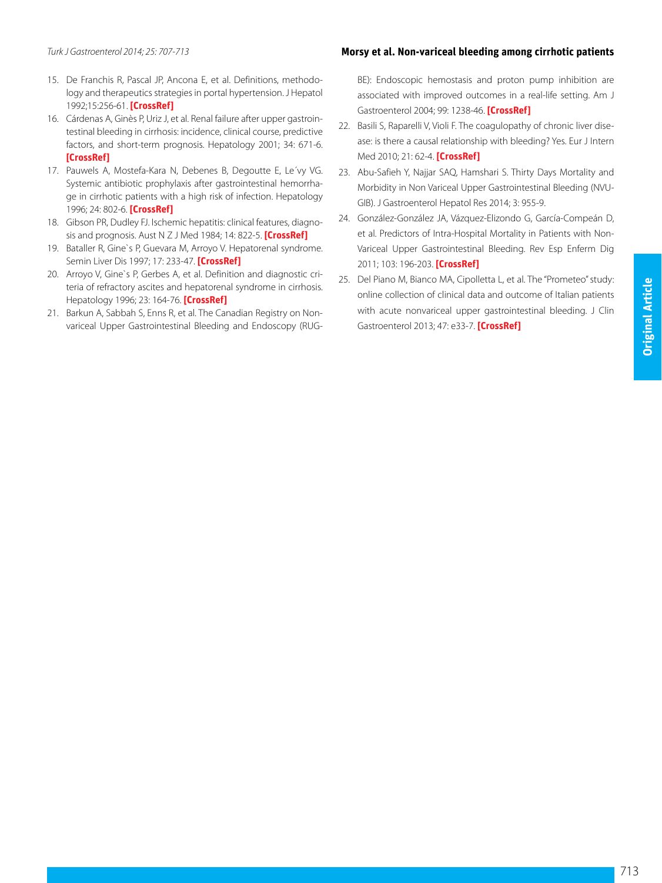15. De Franchis R, Pascal JP, Ancona E, et al. Definitions, methodology and therapeutics strategies in portal hypertension. J Hepatol 1992;15:256-61. **[CrossRef]**
16. Cárdenas A, Ginès P, Uriz J, et al. Renal failure after upper gastrointestinal bleeding in cirrhosis: incidence, clinical course, predictive factors, and short-term prognosis. Hepatology 2001; 34: 671-6. **[CrossRef]**
17. Pauwels A, Mostefa-Kara N, Debenes B, Degoutte E, Le´vy VG. Systemic antibiotic prophylaxis after gastrointestinal hemorrhage in cirrhotic patients with a high risk of infection. Hepatology 1996; 24: 802-6. **[CrossRef]**
18. Gibson PR, Dudley FJ. Ischemic hepatitis: clinical features, diagnosis and prognosis. Aust N Z J Med 1984; 14: 822-5. **[CrossRef]**
19. Bataller R, Gine`s P, Guevara M, Arroyo V. Hepatorenal syndrome. Semin Liver Dis 1997; 17: 233-47. **[CrossRef]**
20. Arroyo V, Gine`s P, Gerbes A, et al. Definition and diagnostic criteria of refractory ascites and hepatorenal syndrome in cirrhosis. Hepatology 1996; 23: 164-76. **[CrossRef]**
21. Barkun A, Sabbah S, Enns R, et al. The Canadian Registry on Nonvariceal Upper Gastrointestinal Bleeding and Endoscopy (RUGBE): Endoscopic hemostasis and proton pump inhibition are associated with improved outcomes in a real-life setting. Am J Gastroenterol 2004; 99: 1238-46. **[CrossRef]**
22. Basili S, Raparelli V, Violi F. The coagulopathy of chronic liver disease: is there a causal relationship with bleeding? Yes. Eur J Intern Med 2010; 21: 62-4. **[CrossRef]**
23. Abu-Safieh Y, Najjar SAQ, Hamshari S. Thirty Days Mortality and Morbidity in Non Variceal Upper Gastrointestinal Bleeding (NVUGIB). J Gastroenterol Hepatol Res 2014; 3: 955-9.
24. González-González JA, Vázquez-Elizondo G, García-Compeán D, et al. Predictors of Intra-Hospital Mortality in Patients with Non-Variceal Upper Gastrointestinal Bleeding. Rev Esp Enferm Dig 2011; 103: 196-203. **[CrossRef]**
25. Del Piano M, Bianco MA, Cipolletta L, et al. The "Prometeo" study: online collection of clinical data and outcome of Italian patients with acute nonvariceal upper gastrointestinal bleeding. J Clin Gastroenterol 2013; 47: e33-7. **[CrossRef]**